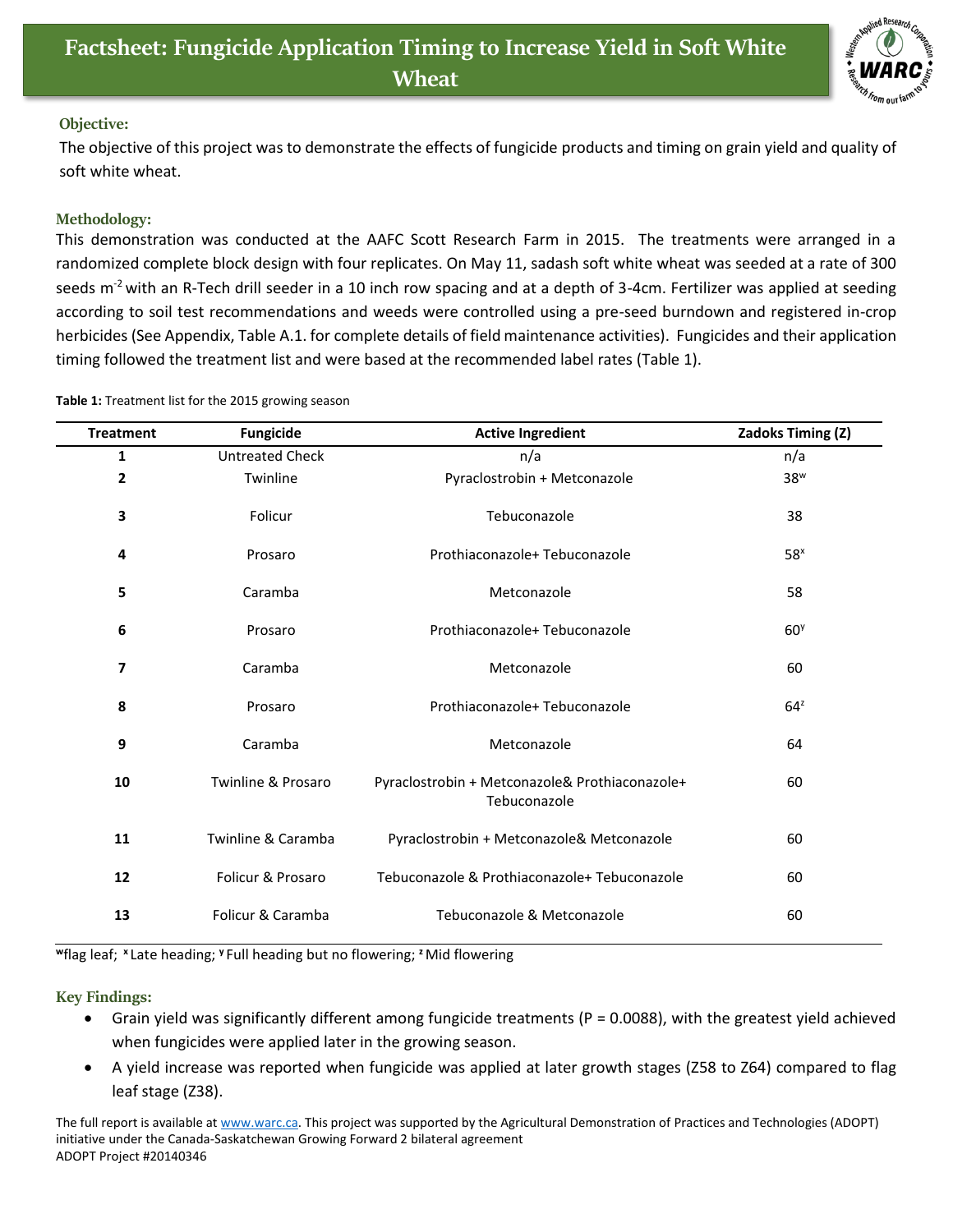# Factsheet: Fungicide Application Timing to Increase Yield in Soft White Wheat

### Objective:

The objective of this project was to demonstrate the effects of fungicide products and timing on grain yield and quality of soft white wheat.

### Methodology:

This demonstration was conducted at the AAFC Scott Research Farm in 2015. The treatments were arranged in a randomized complete block design with four replicates. On May 11, sadash soft white wheat was seeded at a rate of 300 seeds $m^{-2}$ with an R-Tech drill seeder in a 10 inch row spacing and at a depth of 3-4cm. Fertilizer was applied at seeding according to soil test recommendations and weeds were controlled using a pre-seed burndown and registered in-crop herbicides (See Appendix, Table A.1. for complete details of field maintenance activities). Fungicides and their application timing followed the treatment list and were based at the recommended label rates (Table 1).

**Table 1:** Treatment list for the 2015 growing season

| Treatment | Fungicide | Active Ingredient | Zadoks Timing (Z) |
|---|---|---|---|
| 1 | Untreated Check | n/a | n/a |
| 2 | Twinline | Pyraclostrobin + Metconazole | 38[w] |
| 3 | Folicur | Tebuconazole | 38 |
| 4 | Prosaro | Prothiaconazole+ Tebuconazole | 58[x] |
| 5 | Caramba | Metconazole | 58 |
| 6 | Prosaro | Prothiaconazole+ Tebuconazole | 60[y] |
| 7 | Caramba | Metconazole | 60 |
| 8 | Prosaro | Prothiaconazole+ Tebuconazole | 64[z] |
| 9 | Caramba | Metconazole | 64 |
| 10 | Twinline & Prosaro | Pyraclostrobin + Metconazole& Prothiaconazole+ Tebuconazole | 60 |
| 11 | Twinline & Caramba | Pyraclostrobin + Metconazole& Metconazole | 60 |
| 12 | Folicur & Prosaro | Tebuconazole & Prothiaconazole+ Tebuconazole | 60 |
| 13 | Folicur & Caramba | Tebuconazole & Metconazole | 60 |

[w]flag leaf; [x]Late heading; [y]Full heading but no flowering; [z]Mid flowering

### Key Findings:

- Grain yield was significantly different among fungicide treatments ($P = 0.0088$), with the greatest yield achieved when fungicides were applied later in the growing season.
- A yield increase was reported when fungicide was applied at later growth stages (Z58 to Z64) compared to flag leaf stage (Z38).

The full report is available at www.warc.ca. This project was supported by the Agricultural Demonstration of Practices and Technologies (ADOPT) initiative under the Canada-Saskatchewan Growing Forward 2 bilateral agreement
ADOPT Project #20140346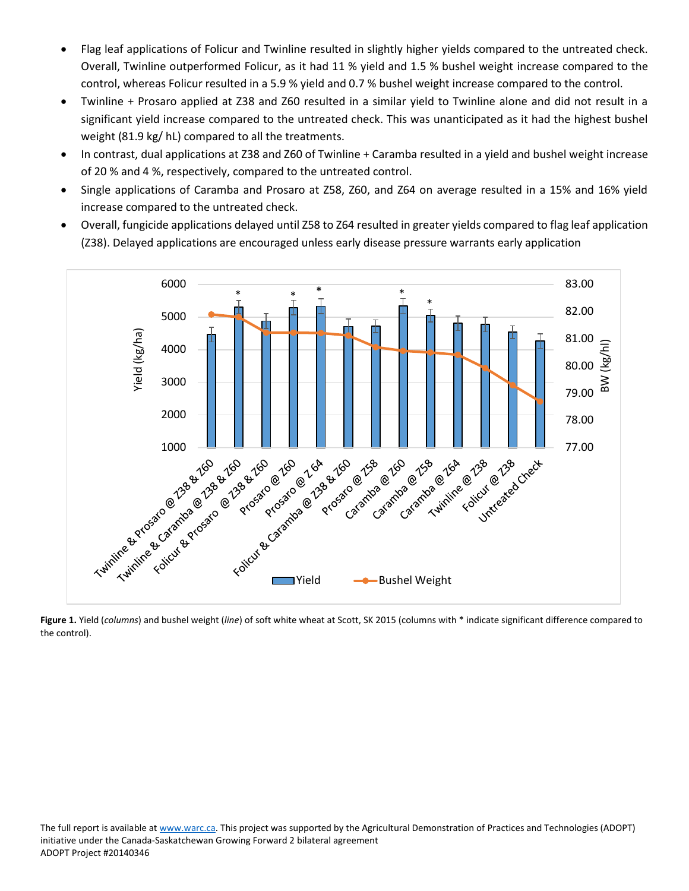- Flag leaf applications of Folicur and Twinline resulted in slightly higher yields compared to the untreated check. Overall, Twinline outperformed Folicur, as it had 11 % yield and 1.5 % bushel weight increase compared to the control, whereas Folicur resulted in a 5.9 % yield and 0.7 % bushel weight increase compared to the control.
- Twinline + Prosaro applied at Z38 and Z60 resulted in a similar yield to Twinline alone and did not result in a significant yield increase compared to the untreated check. This was unanticipated as it had the highest bushel weight (81.9 kg/ hL) compared to all the treatments.
- In contrast, dual applications at Z38 and Z60 of Twinline + Caramba resulted in a yield and bushel weight increase of 20 % and 4 %, respectively, compared to the untreated control.
- Single applications of Caramba and Prosaro at Z58, Z60, and Z64 on average resulted in a 15% and 16% yield increase compared to the untreated check.
- Overall, fungicide applications delayed until Z58 to Z64 resulted in greater yields compared to flag leaf application (Z38). Delayed applications are encouraged unless early disease pressure warrants early application

Yield (kg/ha)
6000
5000
4000
3000
2000
1000

BW (kg/hl)
83.00
82.00
81.00
80.00
79.00
78.00
77.00

\*
\*
\*
\*
\*

Twinline & Prosaro @ Z38 & Z60
Twinline & Caramba @ Z38 & Z60
Folicur & Prosaro @ Z38 & Z60
Prosaro @ Z60
Prosaro @ Z 64
Folicur & Caramba @ Z38 & Z60
Prosaro @ Z58
Caramba @ Z60
Caramba @ Z58
Caramba @ Z64
Twinline @ Z38
Folicur @ Z38
Untreated Check

Yield
Bushel Weight

**Figure 1.** Yield (*columns*) and bushel weight (*line*) of soft white wheat at Scott, SK 2015 (columns with * indicate significant difference compared to the control).

The full report is available at www.warc.ca. This project was supported by the Agricultural Demonstration of Practices and Technologies (ADOPT) initiative under the Canada-Saskatchewan Growing Forward 2 bilateral agreement
ADOPT Project #20140346